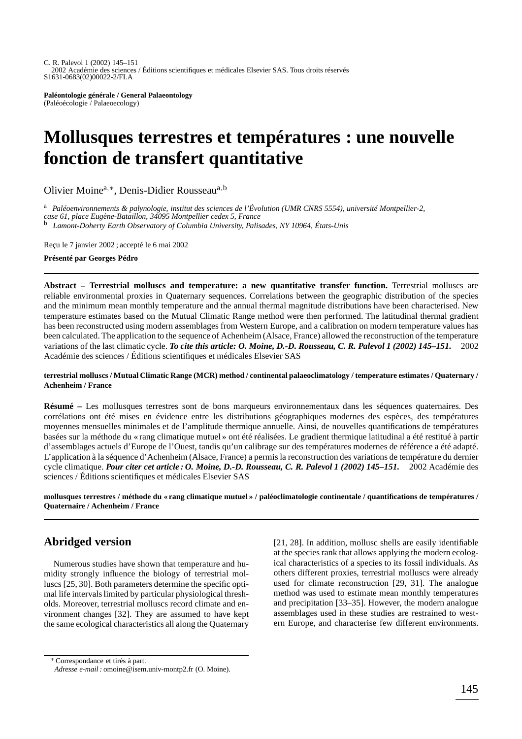Paléontologie générale / General Palaeontology
(Paléoécologie / Palaeoecology)

# Mollusques terrestres et températures : une nouvelle fonction de transfert quantitative

Olivier Moine[a,*], Denis-Didier Rousseau[a,b]

[a] *Paléoenvironnements & palynologie, institut des sciences de l'Évolution (UMR CNRS 5554), université Montpellier-2, case 61, place Eugène-Bataillon, 34095 Montpellier cedex 5, France*
[b] *Lamont-Doherty Earth Observatory of Columbia University, Palisades, NY 10964, États-Unis*

Reçu le 7 janvier 2002 ; accepté le 6 mai 2002

**Présenté par Georges Pédro**

**Abstract – Terrestrial molluscs and temperature: a new quantitative transfer function.** Terrestrial molluscs are reliable environmental proxies in Quaternary sequences. Correlations between the geographic distribution of the species and the minimum mean monthly temperature and the annual thermal magnitude distributions have been characterised. New temperature estimates based on the Mutual Climatic Range method were then performed. The latitudinal thermal gradient has been reconstructed using modern assemblages from Western Europe, and a calibration on modern temperature values has been calculated. The application to the sequence of Achenheim (Alsace, France) allowed the reconstruction of the temperature variations of the last climatic cycle. ***To cite this article: O. Moine, D.-D. Rousseau, C. R. Palevol 1 (2002) 145–151.*** © 2002 Académie des sciences / Éditions scientifiques et médicales Elsevier SAS

**terrestrial molluscs / Mutual Climatic Range (MCR) method / continental palaeoclimatology / temperature estimates / Quaternary / Achenheim / France**

**Résumé –** Les mollusques terrestres sont de bons marqueurs environnementaux dans les séquences quaternaires. Des corrélations ont été mises en évidence entre les distributions géographiques modernes des espèces, des températures moyennes mensuelles minimales et de l'amplitude thermique annuelle. Ainsi, de nouvelles quantifications de températures basées sur la méthode du « rang climatique mutuel » ont été réalisées. Le gradient thermique latitudinal a été restitué à partir d'assemblages actuels d'Europe de l'Ouest, tandis qu'un calibrage sur des températures modernes de référence a été adapté. L'application à la séquence d'Achenheim (Alsace, France) a permis la reconstruction des variations de température du dernier cycle climatique. ***Pour citer cet article : O. Moine, D.-D. Rousseau, C. R. Palevol 1 (2002) 145–151.*** © 2002 Académie des sciences / Éditions scientifiques et médicales Elsevier SAS

**mollusques terrestres / méthode du « rang climatique mutuel » / paléoclimatologie continentale / quantifications de températures / Quaternaire / Achenheim / France**

## Abridged version

Numerous studies have shown that temperature and humidity strongly influence the biology of terrestrial molluscs [25, 30]. Both parameters determine the specific optimal life intervals limited by particular physiological thresholds. Moreover, terrestrial molluscs record climate and environment changes [32]. They are assumed to have kept the same ecological characteristics all along the Quaternary [21, 28]. In addition, mollusc shells are easily identifiable at the species rank that allows applying the modern ecological characteristics of a species to its fossil individuals. As others different proxies, terrestrial molluscs were already used for climate reconstruction [29, 31]. The analogue method was used to estimate mean monthly temperatures and precipitation [33–35]. However, the modern analogue assemblages used in these studies are restrained to western Europe, and characterise few different environments.

\* Correspondance et tirés à part.
*Adresse e-mail :* omoine@isem.univ-montp2.fr (O. Moine).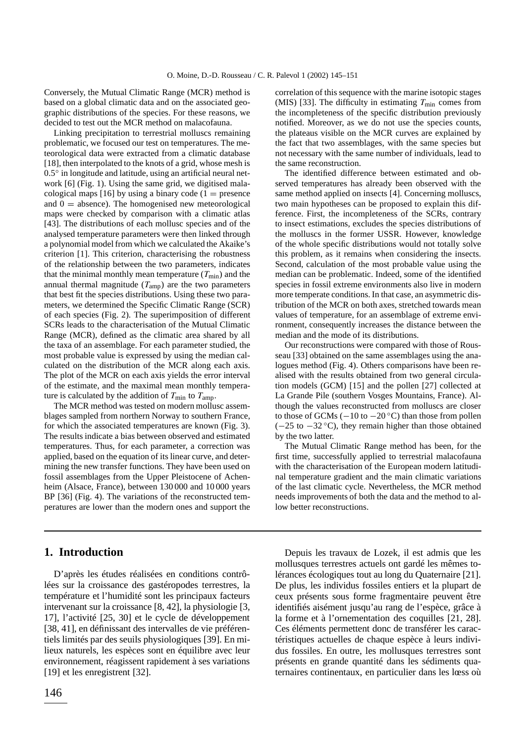Conversely, the Mutual Climatic Range (MCR) method is based on a global climatic data and on the associated geographic distributions of the species. For these reasons, we decided to test out the MCR method on malacofauna.

Linking precipitation to terrestrial molluscs remaining problematic, we focused our test on temperatures. The meteorological data were extracted from a climatic database [18], then interpolated to the knots of a grid, whose mesh is 0.5° in longitude and latitude, using an artificial neural network [6] (Fig. 1). Using the same grid, we digitised malacological maps [16] by using a binary code (1 = presence and 0 = absence). The homogenised new meteorological maps were checked by comparison with a climatic atlas [43]. The distributions of each mollusc species and of the analysed temperature parameters were then linked through a polynomial model from which we calculated the Akaike's criterion [1]. This criterion, characterising the robustness of the relationship between the two parameters, indicates that the minimal monthly mean temperature ($T_{\mathrm{min}}$) and the annual thermal magnitude ($T_{\mathrm{amp}}$) are the two parameters that best fit the species distributions. Using these two parameters, we determined the Specific Climatic Range (SCR) of each species (Fig. 2). The superimposition of different SCRs leads to the characterisation of the Mutual Climatic Range (MCR), defined as the climatic area shared by all the taxa of an assemblage. For each parameter studied, the most probable value is expressed by using the median calculated on the distribution of the MCR along each axis. The plot of the MCR on each axis yields the error interval of the estimate, and the maximal mean monthly temperature is calculated by the addition of $T_{\mathrm{min}}$ to $T_{\mathrm{amp}}$.

The MCR method was tested on modern mollusc assemblages sampled from northern Norway to southern France, for which the associated temperatures are known (Fig. 3). The results indicate a bias between observed and estimated temperatures. Thus, for each parameter, a correction was applied, based on the equation of its linear curve, and determining the new transfer functions. They have been used on fossil assemblages from the Upper Pleistocene of Achenheim (Alsace, France), between 130 000 and 10 000 years BP [36] (Fig. 4). The variations of the reconstructed temperatures are lower than the modern ones and support the correlation of this sequence with the marine isotopic stages (MIS) [33]. The difficulty in estimating $T_{\mathrm{min}}$ comes from the incompleteness of the specific distribution previously notified. Moreover, as we do not use the species counts, the plateaus visible on the MCR curves are explained by the fact that two assemblages, with the same species but not necessary with the same number of individuals, lead to the same reconstruction.

The identified difference between estimated and observed temperatures has already been observed with the same method applied on insects [4]. Concerning molluscs, two main hypotheses can be proposed to explain this difference. First, the incompleteness of the SCRs, contrary to insect estimations, excludes the species distributions of the molluscs in the former USSR. However, knowledge of the whole specific distributions would not totally solve this problem, as it remains when considering the insects. Second, calculation of the most probable value using the median can be problematic. Indeed, some of the identified species in fossil extreme environments also live in modern more temperate conditions. In that case, an asymmetric distribution of the MCR on both axes, stretched towards mean values of temperature, for an assemblage of extreme environment, consequently increases the distance between the median and the mode of its distributions.

Our reconstructions were compared with those of Rousseau [33] obtained on the same assemblages using the analogues method (Fig. 4). Others comparisons have been realised with the results obtained from two general circulation models (GCM) [15] and the pollen [27] collected at La Grande Pile (southern Vosges Mountains, France). Although the values reconstructed from molluscs are closer to those of GCMs (−10 to −20 °C) than those from pollen (−25 to −32 °C), they remain higher than those obtained by the two latter.

The Mutual Climatic Range method has been, for the first time, successfully applied to terrestrial malacofauna with the characterisation of the European modern latitudinal temperature gradient and the main climatic variations of the last climatic cycle. Nevertheless, the MCR method needs improvements of both the data and the method to allow better reconstructions.

## 1. Introduction

D'après les études réalisées en conditions contrôlées sur la croissance des gastéropodes terrestres, la température et l'humidité sont les principaux facteurs intervenant sur la croissance [8, 42], la physiologie [3, 17], l'activité [25, 30] et le cycle de développement [38, 41], en définissant des intervalles de vie préférentiels limités par des seuils physiologiques [39]. En milieux naturels, les espèces sont en équilibre avec leur environnement, réagissent rapidement à ses variations [19] et les enregistrent [32].

Depuis les travaux de Lozek, il est admis que les mollusques terrestres actuels ont gardé les mêmes tolérances écologiques tout au long du Quaternaire [21]. De plus, les individus entiers et la plupart de ceux présents sous forme fragmentaire peuvent être identifiés aisément jusqu'au rang de l'espèce, grâce à la forme et à l'ornementation des coquilles [21, 28]. Ces éléments permettent donc de transférer les caractéristiques actuelles de chaque espèce à leurs individus fossiles. En outre, les mollusques terrestres sont présents en grande quantité dans les sédiments quaternaires continentaux, en particulier dans les lœss où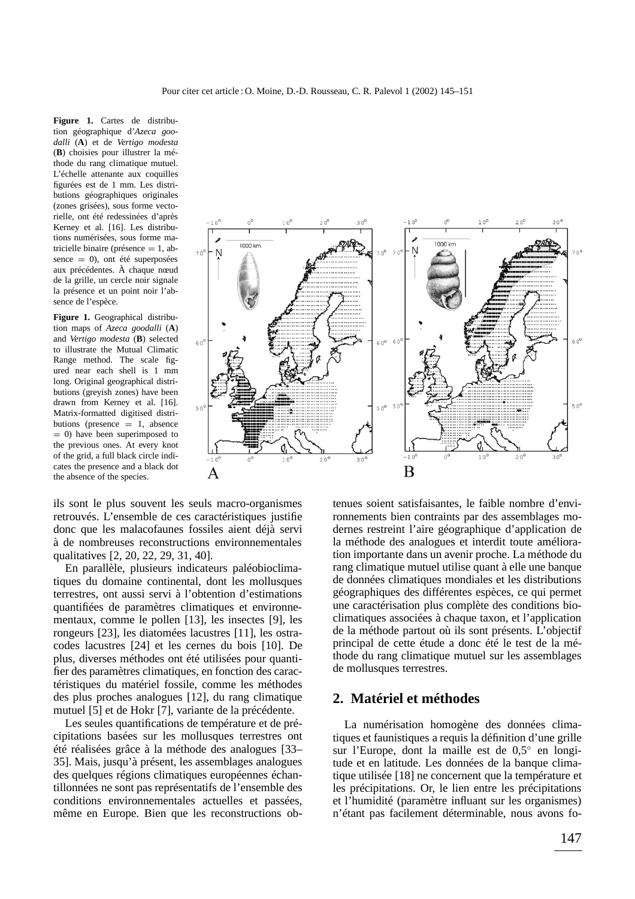**Figure 1.** Cartes de distribution géographique d'*Azeca goodalli* (**A**) et de *Vertigo modesta* (**B**) choisies pour illustrer la méthode du rang climatique mutuel. L'échelle attenante aux coquilles figurées est de 1 mm. Les distributions géographiques originales (zones grisées), sous forme vectorielle, ont été redessinées d'après Kerney et al. [16]. Les distributions numérisées, sous forme matricielle binaire (présence = 1, absence = 0), ont été superposées aux précédentes. À chaque nœud de la grille, un cercle noir signale la présence et un point noir l'absence de l'espèce.

**Figure 1.** Geographical distribution maps of *Azeca goodalli* (**A**) and *Vertigo modesta* (**B**) selected to illustrate the Mutual Climatic Range method. The scale figured near each shell is 1 mm long. Original geographical distributions (greyish zones) have been drawn from Kerney et al. [16]. Matrix-formatted digitised distributions (presence = 1, absence = 0) have been superimposed to the previous ones. At every knot of the grid, a full black circle indicates the presence and a black dot the absence of the species.

ils sont le plus souvent les seuls macro-organismes retrouvés. L'ensemble de ces caractéristiques justifie donc que les malacofaunes fossiles aient déjà servi à de nombreuses reconstructions environnementales qualitatives [2, 20, 22, 29, 31, 40].

En parallèle, plusieurs indicateurs paléobioclimatiques du domaine continental, dont les mollusques terrestres, ont aussi servi à l'obtention d'estimations quantifiées de paramètres climatiques et environnementaux, comme le pollen [13], les insectes [9], les rongeurs [23], les diatomées lacustres [11], les ostracodes lacustres [24] et les cernes du bois [10]. De plus, diverses méthodes ont été utilisées pour quantifier des paramètres climatiques, en fonction des caractéristiques du matériel fossile, comme les méthodes des plus proches analogues [12], du rang climatique mutuel [5] et de Hokr [7], variante de la précédente.

Les seules quantifications de température et de précipitations basées sur les mollusques terrestres ont été réalisées grâce à la méthode des analogues [33–35]. Mais, jusqu'à présent, les assemblages analogues des quelques régions climatiques européennes échantillonnées ne sont pas représentatifs de l'ensemble des conditions environnementales actuelles et passées, même en Europe. Bien que les reconstructions obtenues soient satisfaisantes, le faible nombre d'environnements bien contraints par des assemblages modernes restreint l'aire géographique d'application de la méthode des analogues et interdit toute amélioration importante dans un avenir proche. La méthode du rang climatique mutuel utilise quant à elle une banque de données climatiques mondiales et les distributions géographiques des différentes espèces, ce qui permet une caractérisation plus complète des conditions bioclimatiques associées à chaque taxon, et l'application de la méthode partout où ils sont présents. L'objectif principal de cette étude a donc été le test de la méthode du rang climatique mutuel sur les assemblages de mollusques terrestres.

## 2. Matériel et méthodes

La numérisation homogène des données climatiques et faunistiques a requis la définition d'une grille sur l'Europe, dont la maille est de 0,5° en longitude et en latitude. Les données de la banque climatique utilisée [18] ne concernent que la température et les précipitations. Or, le lien entre les précipitations et l'humidité (paramètre influant sur les organismes) n'étant pas facilement déterminable, nous avons fo-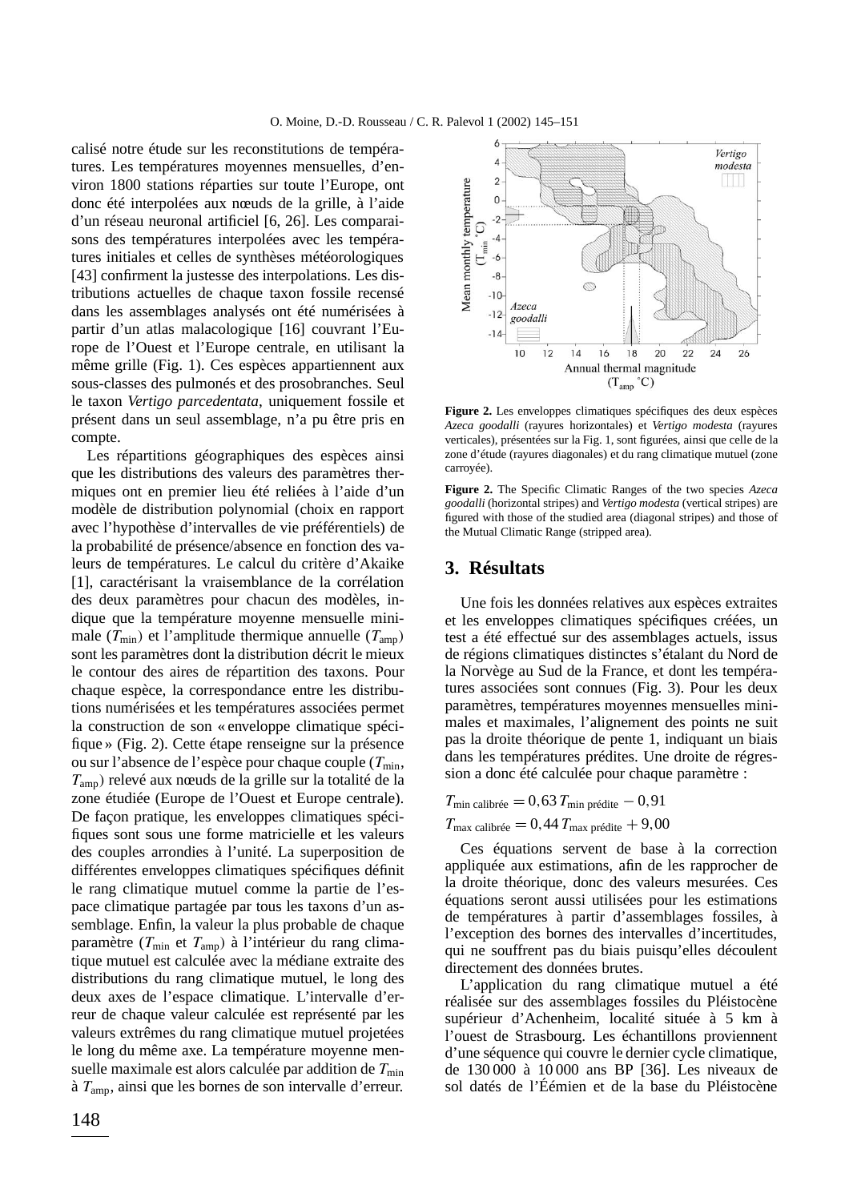calisé notre étude sur les reconstitutions de températures. Les températures moyennes mensuelles, d'environ 1800 stations réparties sur toute l'Europe, ont donc été interpolées aux nœuds de la grille, à l'aide d'un réseau neuronal artificiel [6, 26]. Les comparaisons des températures interpolées avec les températures initiales et celles de synthèses météorologiques [43] confirment la justesse des interpolations. Les distributions actuelles de chaque taxon fossile recensé dans les assemblages analysés ont été numérisées à partir d'un atlas malacologique [16] couvrant l'Europe de l'Ouest et l'Europe centrale, en utilisant la même grille (Fig. 1). Ces espèces appartiennent aux sous-classes des pulmonés et des prosobranches. Seul le taxon *Vertigo parcedentata*, uniquement fossile et présent dans un seul assemblage, n'a pu être pris en compte.

Les répartitions géographiques des espèces ainsi que les distributions des valeurs des paramètres thermiques ont en premier lieu été reliées à l'aide d'un modèle de distribution polynomial (choix en rapport avec l'hypothèse d'intervalles de vie préférentiels) de la probabilité de présence/absence en fonction des valeurs de températures. Le calcul du critère d'Akaike [1], caractérisant la vraisemblance de la corrélation des deux paramètres pour chacun des modèles, indique que la température moyenne mensuelle minimale ($T_{\text{min}}$) et l'amplitude thermique annuelle ($T_{\text{amp}}$) sont les paramètres dont la distribution décrit le mieux le contour des aires de répartition des taxons. Pour chaque espèce, la correspondance entre les distributions numérisées et les températures associées permet la construction de son « enveloppe climatique spécifique » (Fig. 2). Cette étape renseigne sur la présence ou sur l'absence de l'espèce pour chaque couple ($T_{\text{min}}$, $T_{\text{amp}}$) relevé aux nœuds de la grille sur la totalité de la zone étudiée (Europe de l'Ouest et Europe centrale). De façon pratique, les enveloppes climatiques spécifiques sont sous une forme matricielle et les valeurs des couples arrondies à l'unité. La superposition de différentes enveloppes climatiques spécifiques définit le rang climatique mutuel comme la partie de l'espace climatique partagée par tous les taxons d'un assemblage. Enfin, la valeur la plus probable de chaque paramètre ($T_{\text{min}}$ et $T_{\text{amp}}$) à l'intérieur du rang climatique mutuel est calculée avec la médiane extraite des distributions du rang climatique mutuel, le long des deux axes de l'espace climatique. L'intervalle d'erreur de chaque valeur calculée est représenté par les valeurs extrêmes du rang climatique mutuel projetées le long du même axe. La température moyenne mensuelle maximale est alors calculée par addition de $T_{\text{min}}$ à $T_{\text{amp}}$, ainsi que les bornes de son intervalle d'erreur.

**Figure 2.** Les enveloppes climatiques spécifiques des deux espèces *Azeca goodalli* (rayures horizontales) et *Vertigo modesta* (rayures verticales), présentées sur la Fig. 1, sont figurées, ainsi que celle de la zone d'étude (rayures diagonales) et du rang climatique mutuel (zone carroyée).

**Figure 2.** The Specific Climatic Ranges of the two species *Azeca goodalli* (horizontal stripes) and *Vertigo modesta* (vertical stripes) are figured with those of the studied area (diagonal stripes) and those of the Mutual Climatic Range (stripped area).

## 3. Résultats

Une fois les données relatives aux espèces extraites et les enveloppes climatiques spécifiques créées, un test a été effectué sur des assemblages actuels, issus de régions climatiques distinctes s'étalant du Nord de la Norvège au Sud de la France, et dont les températures associées sont connues (Fig. 3). Pour les deux paramètres, températures moyennes mensuelles minimales et maximales, l'alignement des points ne suit pas la droite théorique de pente 1, indiquant un biais dans les températures prédites. Une droite de régression a donc été calculée pour chaque paramètre :

$$T_{\text{min calibrée}} = 0{,}63\, T_{\text{min prédite}} - 0{,}91$$

$$T_{\text{max calibrée}} = 0{,}44\, T_{\text{max prédite}} + 9{,}00$$

Ces équations servent de base à la correction appliquée aux estimations, afin de les rapprocher de la droite théorique, donc des valeurs mesurées. Ces équations seront aussi utilisées pour les estimations de températures à partir d'assemblages fossiles, à l'exception des bornes des intervalles d'incertitudes, qui ne souffrent pas du biais puisqu'elles découlent directement des données brutes.

L'application du rang climatique mutuel a été réalisée sur des assemblages fossiles du Pléistocène supérieur d'Achenheim, localité située à 5 km à l'ouest de Strasbourg. Les échantillons proviennent d'une séquence qui couvre le dernier cycle climatique, de 130 000 à 10 000 ans BP [36]. Les niveaux de sol datés de l'Éémien et de la base du Pléistocène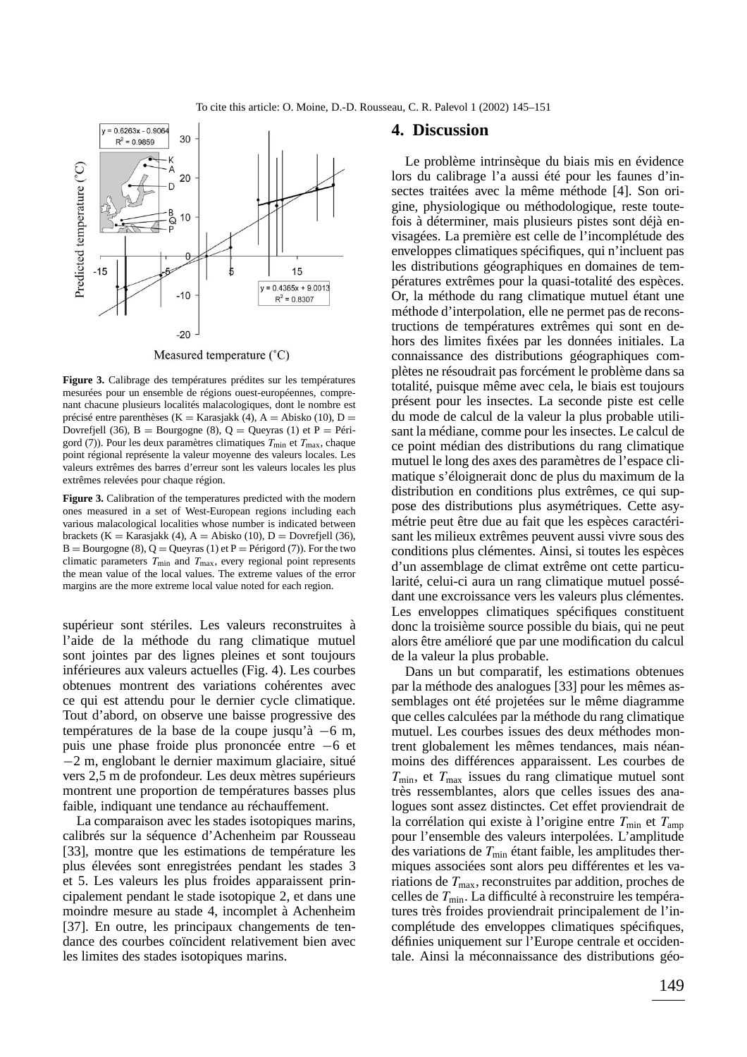y = 0.6263x - 0.9064
$R^2$ = 0.9859

y = 0.4365x + 9.0013
$R^2$ = 0.8307

Predicted temperature (˚C)

Measured temperature (˚C)

K
A
D
B
Q
P

30
20
10
0
-10
-20
-15
-5
5
15

**Figure 3.** Calibrage des températures prédites sur les températures mesurées pour un ensemble de régions ouest-européennes, comprenant chacune plusieurs localités malacologiques, dont le nombre est précisé entre parenthèses (K = Karasjakk (4), A = Abisko (10), D = Dovrefjell (36), B = Bourgogne (8), Q = Queyras (1) et P = Périgord (7)). Pour les deux paramètres climatiques $T_{min}$ et $T_{max}$, chaque point régional représente la valeur moyenne des valeurs locales. Les valeurs extrêmes des barres d'erreur sont les valeurs locales les plus extrêmes relevées pour chaque région.

**Figure 3.** Calibration of the temperatures predicted with the modern ones measured in a set of West-European regions including each various malacological localities whose number is indicated between brackets (K = Karasjakk (4), A = Abisko (10), D = Dovrefjell (36), B = Bourgogne (8), Q = Queyras (1) et P = Périgord (7)). For the two climatic parameters $T_{min}$ and $T_{max}$, every regional point represents the mean value of the local values. The extreme values of the error margins are the more extreme local value noted for each region.

supérieur sont stériles. Les valeurs reconstruites à l'aide de la méthode du rang climatique mutuel sont jointes par des lignes pleines et sont toujours inférieures aux valeurs actuelles (Fig. 4). Les courbes obtenues montrent des variations cohérentes avec ce qui est attendu pour le dernier cycle climatique. Tout d'abord, on observe une baisse progressive des températures de la base de la coupe jusqu'à −6 m, puis une phase froide plus prononcée entre −6 et −2 m, englobant le dernier maximum glaciaire, situé vers 2,5 m de profondeur. Les deux mètres supérieurs montrent une proportion de températures basses plus faible, indiquant une tendance au réchauffement.

La comparaison avec les stades isotopiques marins, calibrés sur la séquence d'Achenheim par Rousseau [33], montre que les estimations de température les plus élevées sont enregistrées pendant les stades 3 et 5. Les valeurs les plus froides apparaissent principalement pendant le stade isotopique 2, et dans une moindre mesure au stade 4, incomplet à Achenheim [37]. En outre, les principaux changements de tendance des courbes coïncident relativement bien avec les limites des stades isotopiques marins.

## 4. Discussion

Le problème intrinsèque du biais mis en évidence lors du calibrage l'a aussi été pour les faunes d'insectes traitées avec la même méthode [4]. Son origine, physiologique ou méthodologique, reste toutefois à déterminer, mais plusieurs pistes sont déjà envisagées. La première est celle de l'incomplétude des enveloppes climatiques spécifiques, qui n'incluent pas les distributions géographiques en domaines de températures extrêmes pour la quasi-totalité des espèces. Or, la méthode du rang climatique mutuel étant une méthode d'interpolation, elle ne permet pas de reconstructions de températures extrêmes qui sont en dehors des limites fixées par les données initiales. La connaissance des distributions géographiques complètes ne résoudrait pas forcément le problème dans sa totalité, puisque même avec cela, le biais est toujours présent pour les insectes. La seconde piste est celle du mode de calcul de la valeur la plus probable utilisant la médiane, comme pour les insectes. Le calcul de ce point médian des distributions du rang climatique mutuel le long des axes des paramètres de l'espace climatique s'éloignerait donc de plus du maximum de la distribution en conditions plus extrêmes, ce qui suppose des distributions plus asymétriques. Cette asymétrie peut être due au fait que les espèces caractérisant les milieux extrêmes peuvent aussi vivre sous des conditions plus clémentes. Ainsi, si toutes les espèces d'un assemblage de climat extrême ont cette particularité, celui-ci aura un rang climatique mutuel possédant une excroissance vers les valeurs plus clémentes. Les enveloppes climatiques spécifiques constituent donc la troisième source possible du biais, qui ne peut alors être amélioré que par une modification du calcul de la valeur la plus probable.

Dans un but comparatif, les estimations obtenues par la méthode des analogues [33] pour les mêmes assemblages ont été projetées sur le même diagramme que celles calculées par la méthode du rang climatique mutuel. Les courbes issues des deux méthodes montrent globalement les mêmes tendances, mais néanmoins des différences apparaissent. Les courbes de $T_{min}$, et $T_{max}$ issues du rang climatique mutuel sont très ressemblantes, alors que celles issues des analogues sont assez distinctes. Cet effet proviendrait de la corrélation qui existe à l'origine entre $T_{min}$ et $T_{amp}$ pour l'ensemble des valeurs interpolées. L'amplitude des variations de $T_{min}$ étant faible, les amplitudes thermiques associées sont alors peu différentes et les variations de $T_{max}$, reconstruites par addition, proches de celles de $T_{min}$. La difficulté à reconstruire les températures très froides proviendrait principalement de l'incomplétude des enveloppes climatiques spécifiques, définies uniquement sur l'Europe centrale et occidentale. Ainsi la méconnaissance des distributions géo-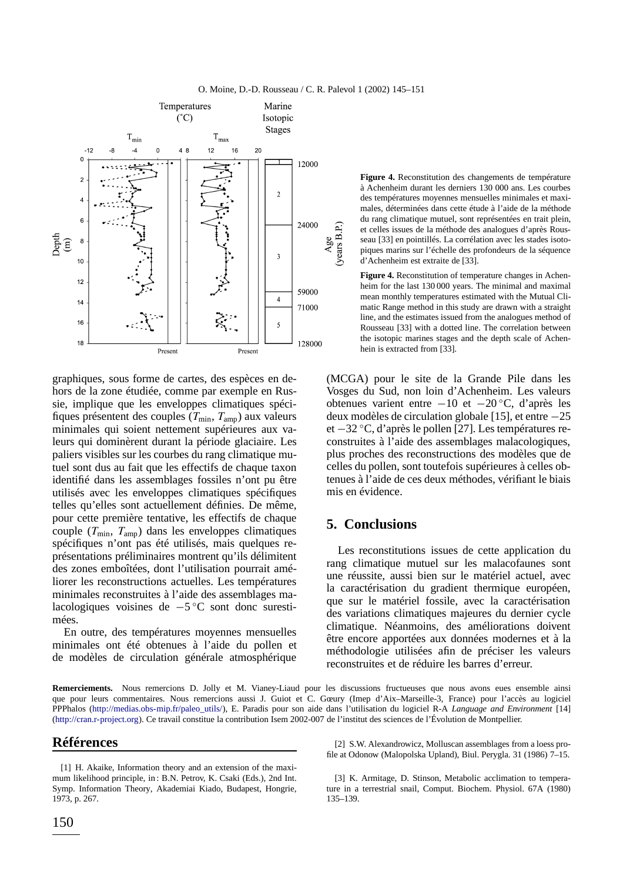**Figure 4.** Reconstitution des changements de température à Achenheim durant les derniers 130 000 ans. Les courbes des températures moyennes mensuelles minimales et maximales, déterminées dans cette étude à l'aide de la méthode du rang climatique mutuel, sont représentées en trait plein, et celles issues de la méthode des analogues d'après Rousseau [33] en pointillés. La corrélation avec les stades isotopiques marins sur l'échelle des profondeurs de la séquence d'Achenheim est extraite de [33].

**Figure 4.** Reconstitution of temperature changes in Achenheim for the last 130 000 years. The minimal and maximal mean monthly temperatures estimated with the Mutual Climatic Range method in this study are drawn with a straight line, and the estimates issued from the analogues method of Rousseau [33] with a dotted line. The correlation between the isotopic marines stages and the depth scale of Achenhein is extracted from [33].

graphiques, sous forme de cartes, des espèces en dehors de la zone étudiée, comme par exemple en Russie, implique que les enveloppes climatiques spécifiques présentent des couples ($T_{min}$, $T_{amp}$) aux valeurs minimales qui soient nettement supérieures aux valeurs qui dominèrent durant la période glaciaire. Les paliers visibles sur les courbes du rang climatique mutuel sont dus au fait que les effectifs de chaque taxon identifié dans les assemblages fossiles n'ont pu être utilisés avec les enveloppes climatiques spécifiques telles qu'elles sont actuellement définies. De même, pour cette première tentative, les effectifs de chaque couple ($T_{min}$, $T_{amp}$) dans les enveloppes climatiques spécifiques n'ont pas été utilisés, mais quelques représentations préliminaires montrent qu'ils délimitent des zones emboîtées, dont l'utilisation pourrait améliorer les reconstructions actuelles. Les températures minimales reconstruites à l'aide des assemblages malacologiques voisines de $-5\,°C$ sont donc surestimées.

En outre, des températures moyennes mensuelles minimales ont été obtenues à l'aide du pollen et de modèles de circulation générale atmosphérique (MCGA) pour le site de la Grande Pile dans les Vosges du Sud, non loin d'Achenheim. Les valeurs obtenues varient entre $-10$ et $-20\,°C$, d'après les deux modèles de circulation globale [15], et entre $-25$ et $-32\,°C$, d'après le pollen [27]. Les températures reconstruites à l'aide des assemblages malacologiques, plus proches des reconstructions des modèles que de celles du pollen, sont toutefois supérieures à celles obtenues à l'aide de ces deux méthodes, vérifiant le biais mis en évidence.

## 5. Conclusions

Les reconstitutions issues de cette application du rang climatique mutuel sur les malacofaunes sont une réussite, aussi bien sur le matériel actuel, avec la caractérisation du gradient thermique européen, que sur le matériel fossile, avec la caractérisation des variations climatiques majeures du dernier cycle climatique. Néanmoins, des améliorations doivent être encore apportées aux données modernes et à la méthodologie utilisées afin de préciser les valeurs reconstruites et de réduire les barres d'erreur.

**Remerciements.** Nous remercions D. Jolly et M. Vianey-Liaud pour les discussions fructueuses que nous avons eues ensemble ainsi que pour leurs commentaires. Nous remercions aussi J. Guiot et C. Gœury (Imep d'Aix–Marseille-3, France) pour l'accès au logiciel PPPhalos (http://medias.obs-mip.fr/paleo_utils/), E. Paradis pour son aide dans l'utilisation du logiciel R-A *Language and Environment* [14] (http://cran.r-project.org). Ce travail constitue la contribution Isem 2002-007 de l'institut des sciences de l'Évolution de Montpellier.

## Références

[1] H. Akaike, Information theory and an extension of the maximum likelihood principle, in : B.N. Petrov, K. Csaki (Eds.), 2nd Int. Symp. Information Theory, Akademiai Kiado, Budapest, Hongrie, 1973, p. 267.

[2] S.W. Alexandrowicz, Molluscan assemblages from a loess profile at Odonow (Malopolska Upland), Biul. Perygla. 31 (1986) 7–15.

[3] K. Armitage, D. Stinson, Metabolic acclimation to temperature in a terrestrial snail, Comput. Biochem. Physiol. 67A (1980) 135–139.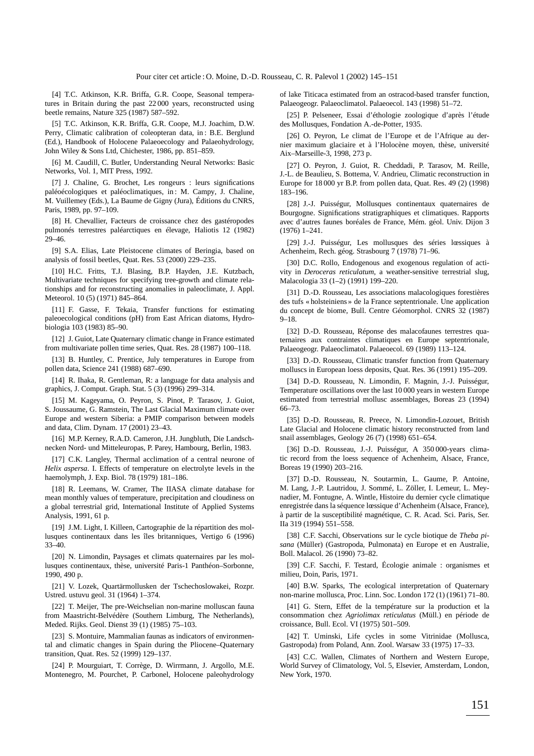[4] T.C. Atkinson, K.R. Briffa, G.R. Coope, Seasonal temperatures in Britain during the past 22 000 years, reconstructed using beetle remains, Nature 325 (1987) 587–592.

[5] T.C. Atkinson, K.R. Briffa, G.R. Coope, M.J. Joachim, D.W. Perry, Climatic calibration of coleopteran data, in : B.E. Berglund (Ed.), Handbook of Holocene Palaeoecology and Palaeohydrology, John Wiley & Sons Ltd, Chichester, 1986, pp. 851–859.

[6] M. Caudill, C. Butler, Understanding Neural Networks: Basic Networks, Vol. 1, MIT Press, 1992.

[7] J. Chaline, G. Brochet, Les rongeurs : leurs significations paléoécologiques et paléoclimatiques, in : M. Campy, J. Chaline, M. Vuillemey (Eds.), La Baume de Gigny (Jura), Éditions du CNRS, Paris, 1989, pp. 97–109.

[8] H. Chevallier, Facteurs de croissance chez des gastéropodes pulmonés terrestres paléarctiques en élevage, Haliotis 12 (1982) 29–46.

[9] S.A. Elias, Late Pleistocene climates of Beringia, based on analysis of fossil beetles, Quat. Res. 53 (2000) 229–235.

[10] H.C. Fritts, T.J. Blasing, B.P. Hayden, J.E. Kutzbach, Multivariate techniques for specifying tree-growth and climate relationships and for reconstructing anomalies in paleoclimate, J. Appl. Meteorol. 10 (5) (1971) 845–864.

[11] F. Gasse, F. Tekaia, Transfer functions for estimating paleoecological conditions (pH) from East African diatoms, Hydrobiologia 103 (1983) 85–90.

[12] J. Guiot, Late Quaternary climatic change in France estimated from multivariate pollen time series, Quat. Res. 28 (1987) 100–118.

[13] B. Huntley, C. Prentice, July temperatures in Europe from pollen data, Science 241 (1988) 687–690.

[14] R. Ihaka, R. Gentleman, R: a language for data analysis and graphics, J. Comput. Graph. Stat. 5 (3) (1996) 299–314.

[15] M. Kageyama, O. Peyron, S. Pinot, P. Tarasov, J. Guiot, S. Joussaume, G. Ramstein, The Last Glacial Maximum climate over Europe and western Siberia: a PMIP comparison between models and data, Clim. Dynam. 17 (2001) 23–43.

[16] M.P. Kerney, R.A.D. Cameron, J.H. Jungbluth, Die Landschnecken Nord- und Mitteleuropas, P. Parey, Hambourg, Berlin, 1983.

[17] C.K. Langley, Thermal acclimation of a central neurone of *Helix aspersa*. I. Effects of temperature on electrolyte levels in the haemolymph, J. Exp. Biol. 78 (1979) 181–186.

[18] R. Leemans, W. Cramer, The IIASA climate database for mean monthly values of temperature, precipitation and cloudiness on a global terrestrial grid, International Institute of Applied Systems Analysis, 1991, 61 p.

[19] J.M. Light, I. Killeen, Cartographie de la répartition des mollusques continentaux dans les îles britanniques, Vertigo 6 (1996) 33–40.

[20] N. Limondin, Paysages et climats quaternaires par les mollusques continentaux, thèse, université Paris-1 Panthéon–Sorbonne, 1990, 490 p.

[21] V. Lozek, Quartärmollusken der Tschechoslowakei, Rozpr. Ustred. ustuvu geol. 31 (1964) 1–374.

[22] T. Meijer, The pre-Weichselian non-marine molluscan fauna from Maastricht-Belvédère (Southern Limburg, The Netherlands), Meded. Rijks. Geol. Dienst 39 (1) (1985) 75–103.

[23] S. Montuire, Mammalian faunas as indicators of environmental and climatic changes in Spain during the Pliocene–Quaternary transition, Quat. Res. 52 (1999) 129–137.

[24] P. Mourguiart, T. Corrège, D. Wirrmann, J. Argollo, M.E. Montenegro, M. Pourchet, P. Carbonel, Holocene paleohydrology of lake Titicaca estimated from an ostracod-based transfer function, Palaeogeogr. Palaeoclimatol. Palaeoecol. 143 (1998) 51–72.

[25] P. Pelseneer, Essai d'éthologie zoologique d'après l'étude des Mollusques, Fondation A.-de-Potter, 1935.

[26] O. Peyron, Le climat de l'Europe et de l'Afrique au dernier maximum glaciaire et à l'Holocène moyen, thèse, université Aix–Marseille-3, 1998, 273 p.

[27] O. Peyron, J. Guiot, R. Cheddadi, P. Tarasov, M. Reille, J.-L. de Beaulieu, S. Bottema, V. Andrieu, Climatic reconstruction in Europe for 18 000 yr B.P. from pollen data, Quat. Res. 49 (2) (1998) 183–196.

[28] J.-J. Puisségur, Mollusques continentaux quaternaires de Bourgogne. Significations stratigraphiques et climatiques. Rapports avec d'autres faunes boréales de France, Mém. géol. Univ. Dijon 3 (1976) 1–241.

[29] J.-J. Puisségur, Les mollusques des séries lœssiques à Achenheim, Rech. géog. Strasbourg 7 (1978) 71–96.

[30] D.C. Rollo, Endogenous and exogenous regulation of activity in *Deroceras reticulatum*, a weather-sensitive terrestrial slug, Malacologia 33 (1–2) (1991) 199–220.

[31] D.-D. Rousseau, Les associations malacologiques forestières des tufs « holsteiniens » de la France septentrionale. Une application du concept de biome, Bull. Centre Géomorphol. CNRS 32 (1987) 9–18.

[32] D.-D. Rousseau, Réponse des malacofaunes terrestres quaternaires aux contraintes climatiques en Europe septentrionale, Palaeogeogr. Palaeoclimatol. Palaeoecol. 69 (1989) 113–124.

[33] D.-D. Rousseau, Climatic transfer function from Quaternary molluscs in European loess deposits, Quat. Res. 36 (1991) 195–209.

[34] D.-D. Rousseau, N. Limondin, F. Magnin, J.-J. Puisségur, Temperature oscillations over the last 10 000 years in western Europe estimated from terrestrial mollusc assemblages, Boreas 23 (1994) 66–73.

[35] D.-D. Rousseau, R. Preece, N. Limondin-Lozouet, British Late Glacial and Holocene climatic history reconstructed from land snail assemblages, Geology 26 (7) (1998) 651–654.

[36] D.-D. Rousseau, J.-J. Puisségur, A 350 000-years climatic record from the loess sequence of Achenheim, Alsace, France, Boreas 19 (1990) 203–216.

[37] D.-D. Rousseau, N. Soutarmin, L. Gaume, P. Antoine, M. Lang, J.-P. Lautridou, J. Sommé, L. Zöller, I. Lemeur, L. Meynadier, M. Fontugne, A. Wintle, Histoire du dernier cycle climatique enregistrée dans la séquence lœssique d'Achenheim (Alsace, France), à partir de la susceptibilité magnétique, C. R. Acad. Sci. Paris, Ser. IIa 319 (1994) 551–558.

[38] C.F. Sacchi, Observations sur le cycle biotique de *Theba pisana* (Müller) (Gastropoda, Pulmonata) en Europe et en Australie, Boll. Malacol. 26 (1990) 73–82.

[39] C.F. Sacchi, F. Testard, Écologie animale : organismes et milieu, Doin, Paris, 1971.

[40] B.W. Sparks, The ecological interpretation of Quaternary non-marine mollusca, Proc. Linn. Soc. London 172 (1) (1961) 71–80.

[41] G. Stern, Effet de la température sur la production et la consommation chez *Agriolimax reticulatus* (Müll.) en période de croissance, Bull. Ecol. VI (1975) 501–509.

[42] T. Uminski, Life cycles in some Vitrinidae (Mollusca, Gastropoda) from Poland, Ann. Zool. Warsaw 33 (1975) 17–33.

[43] C.C. Wallen, Climates of Northern and Western Europe, World Survey of Climatology, Vol. 5, Elsevier, Amsterdam, London, New York, 1970.